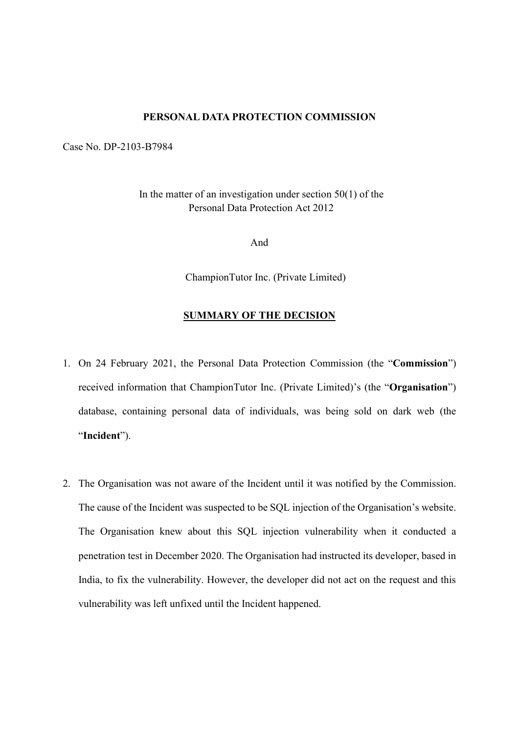**PERSONAL DATA PROTECTION COMMISSION**

Case No. DP-2103-B7984

In the matter of an investigation under section 50(1) of the Personal Data Protection Act 2012

And

ChampionTutor Inc. (Private Limited)

## SUMMARY OF THE DECISION

1. On 24 February 2021, the Personal Data Protection Commission (the "**Commission**") received information that ChampionTutor Inc. (Private Limited)'s (the "**Organisation**") database, containing personal data of individuals, was being sold on dark web (the "**Incident**").

2. The Organisation was not aware of the Incident until it was notified by the Commission. The cause of the Incident was suspected to be SQL injection of the Organisation's website. The Organisation knew about this SQL injection vulnerability when it conducted a penetration test in December 2020. The Organisation had instructed its developer, based in India, to fix the vulnerability. However, the developer did not act on the request and this vulnerability was left unfixed until the Incident happened.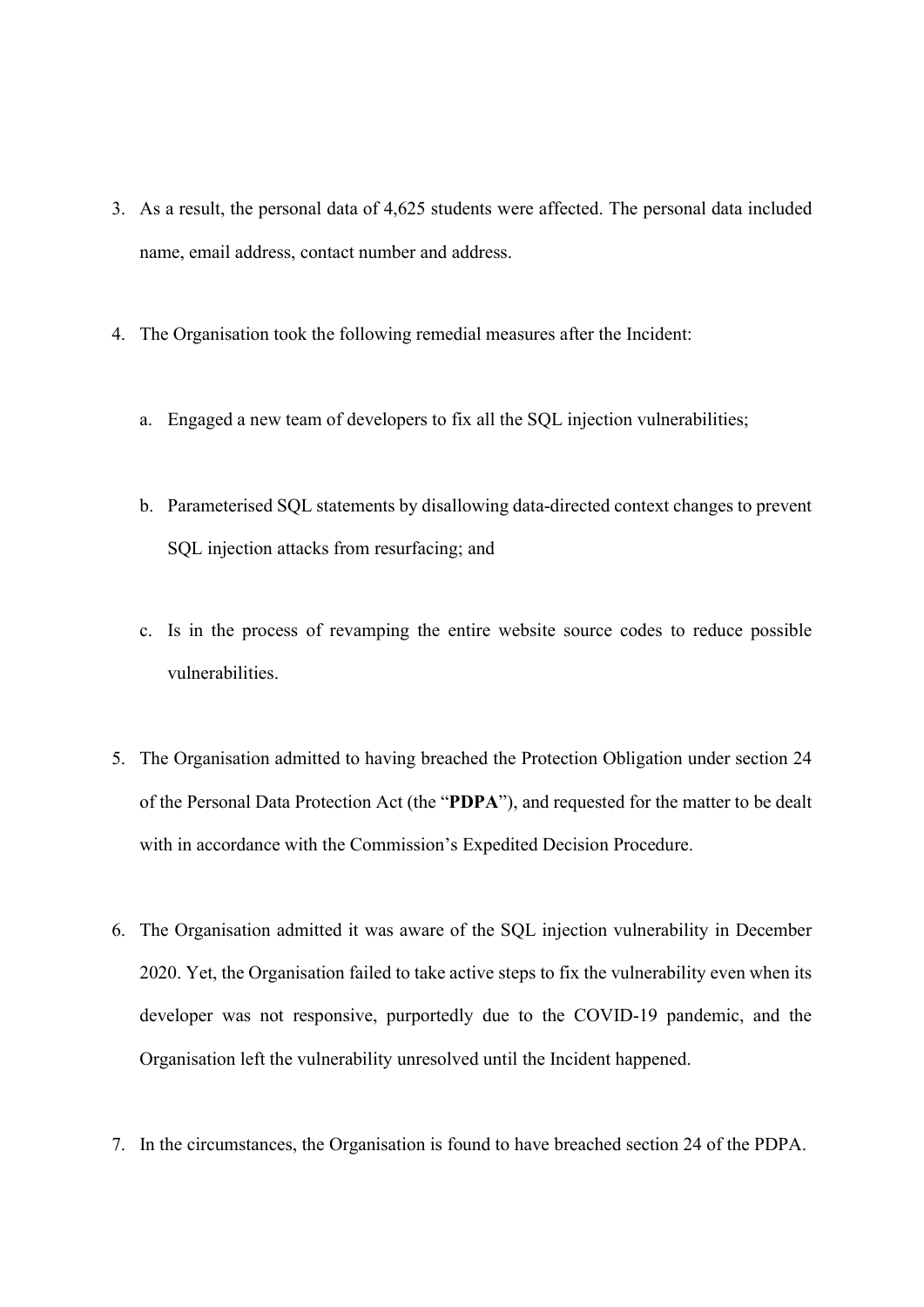3. As a result, the personal data of 4,625 students were affected. The personal data included name, email address, contact number and address.

4. The Organisation took the following remedial measures after the Incident:

   a. Engaged a new team of developers to fix all the SQL injection vulnerabilities;

   b. Parameterised SQL statements by disallowing data-directed context changes to prevent SQL injection attacks from resurfacing; and

   c. Is in the process of revamping the entire website source codes to reduce possible vulnerabilities.

5. The Organisation admitted to having breached the Protection Obligation under section 24 of the Personal Data Protection Act (the "**PDPA**"), and requested for the matter to be dealt with in accordance with the Commission's Expedited Decision Procedure.

6. The Organisation admitted it was aware of the SQL injection vulnerability in December 2020. Yet, the Organisation failed to take active steps to fix the vulnerability even when its developer was not responsive, purportedly due to the COVID-19 pandemic, and the Organisation left the vulnerability unresolved until the Incident happened.

7. In the circumstances, the Organisation is found to have breached section 24 of the PDPA.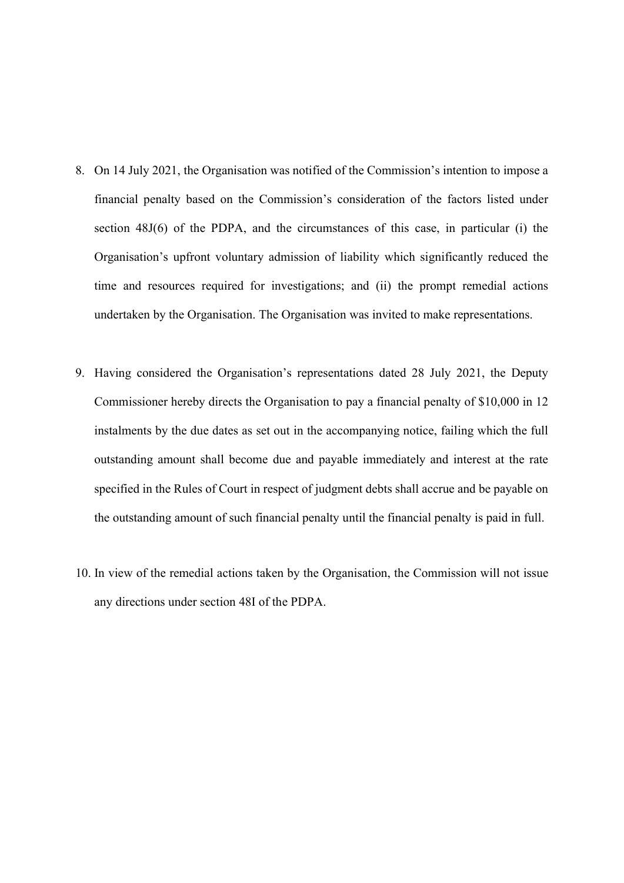8. On 14 July 2021, the Organisation was notified of the Commission's intention to impose a financial penalty based on the Commission's consideration of the factors listed under section 48J(6) of the PDPA, and the circumstances of this case, in particular (i) the Organisation's upfront voluntary admission of liability which significantly reduced the time and resources required for investigations; and (ii) the prompt remedial actions undertaken by the Organisation. The Organisation was invited to make representations.

9. Having considered the Organisation's representations dated 28 July 2021, the Deputy Commissioner hereby directs the Organisation to pay a financial penalty of $10,000 in 12 instalments by the due dates as set out in the accompanying notice, failing which the full outstanding amount shall become due and payable immediately and interest at the rate specified in the Rules of Court in respect of judgment debts shall accrue and be payable on the outstanding amount of such financial penalty until the financial penalty is paid in full.

10. In view of the remedial actions taken by the Organisation, the Commission will not issue any directions under section 48I of the PDPA.